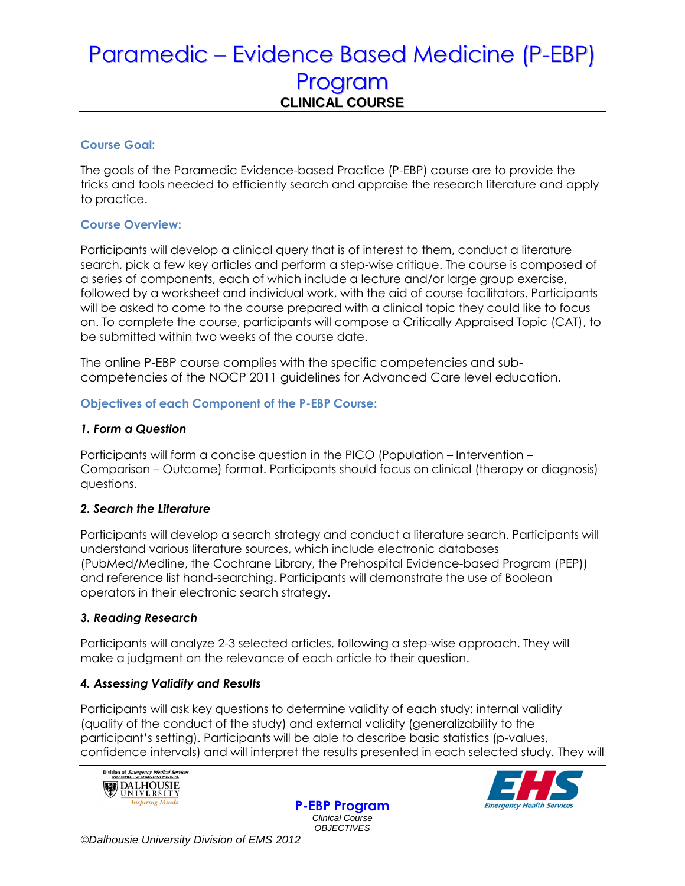# Paramedic – Evidence Based Medicine (P-EBP) Program

## CLINICAL COURSE

### Course Goal:

The goals of the Paramedic Evidence-based Practice (P-EBP) course are to provide the tricks and tools needed to efficiently search and appraise the research literature and apply to practice.

### Course Overview:

Participants will develop a clinical query that is of interest to them, conduct a literature search, pick a few key articles and perform a step-wise critique. The course is composed of a series of components, each of which include a lecture and/or large group exercise, followed by a worksheet and individual work, with the aid of course facilitators. Participants will be asked to come to the course prepared with a clinical topic they could like to focus on. To complete the course, participants will compose a Critically Appraised Topic (CAT), to be submitted within two weeks of the course date.

The online P-EBP course complies with the specific competencies and sub-competencies of the NOCP 2011 guidelines for Advanced Care level education.

### Objectives of each Component of the P-EBP Course:

#### *1. Form a Question*

Participants will form a concise question in the PICO (Population – Intervention – Comparison – Outcome) format. Participants should focus on clinical (therapy or diagnosis) questions.

#### *2. Search the Literature*

Participants will develop a search strategy and conduct a literature search. Participants will understand various literature sources, which include electronic databases (PubMed/Medline, the Cochrane Library, the Prehospital Evidence-based Program (PEP)) and reference list hand-searching. Participants will demonstrate the use of Boolean operators in their electronic search strategy.

#### *3. Reading Research*

Participants will analyze 2-3 selected articles, following a step-wise approach. They will make a judgment on the relevance of each article to their question.

#### *4. Assessing Validity and Results*

Participants will ask key questions to determine validity of each study: internal validity (quality of the conduct of the study) and external validity (generalizability to the participant's setting). Participants will be able to describe basic statistics (p-values, confidence intervals) and will interpret the results presented in each selected study. They will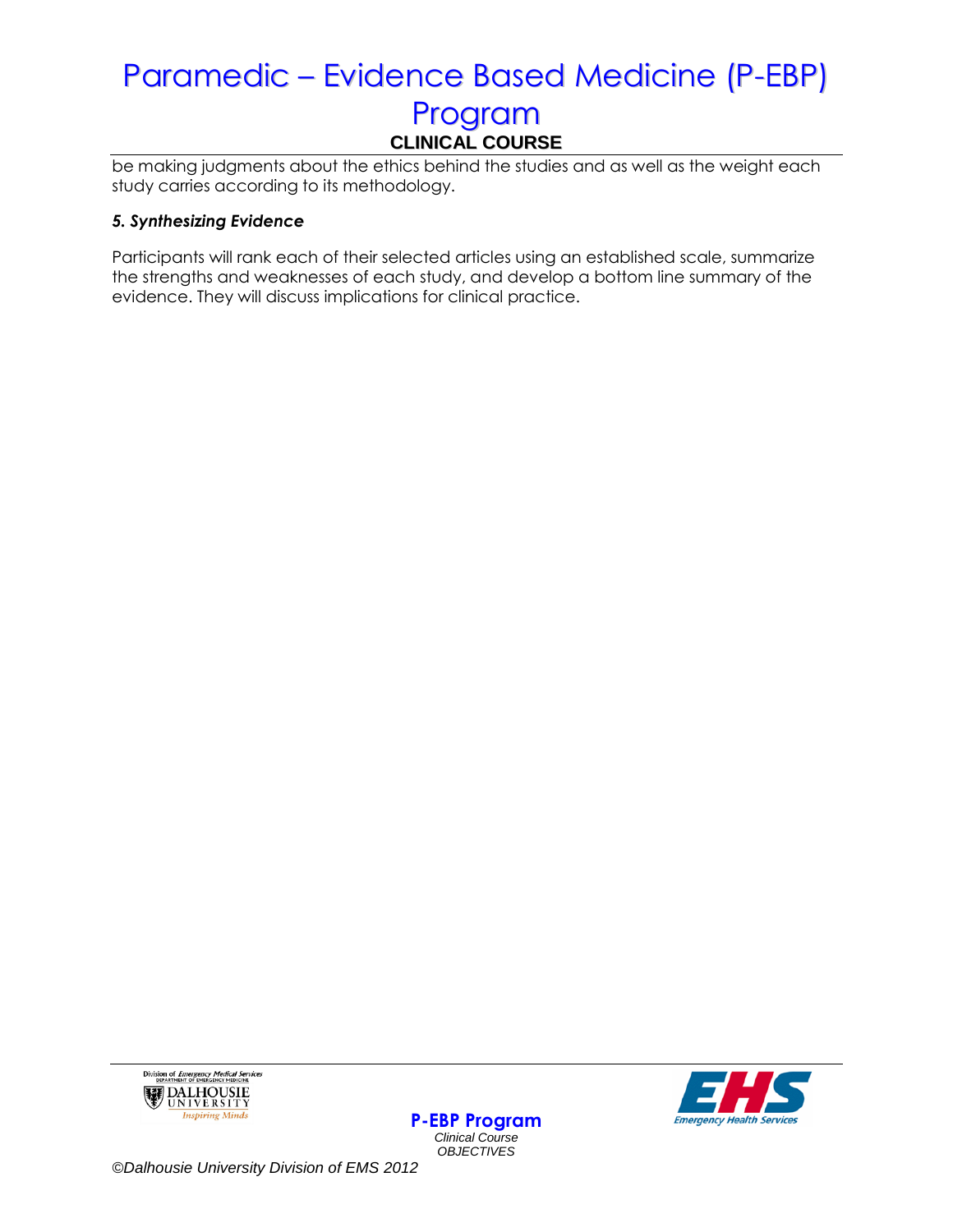be making judgments about the ethics behind the studies and as well as the weight each study carries according to its methodology.

### *5. Synthesizing Evidence*

Participants will rank each of their selected articles using an established scale, summarize the strengths and weaknesses of each study, and develop a bottom line summary of the evidence. They will discuss implications for clinical practice.